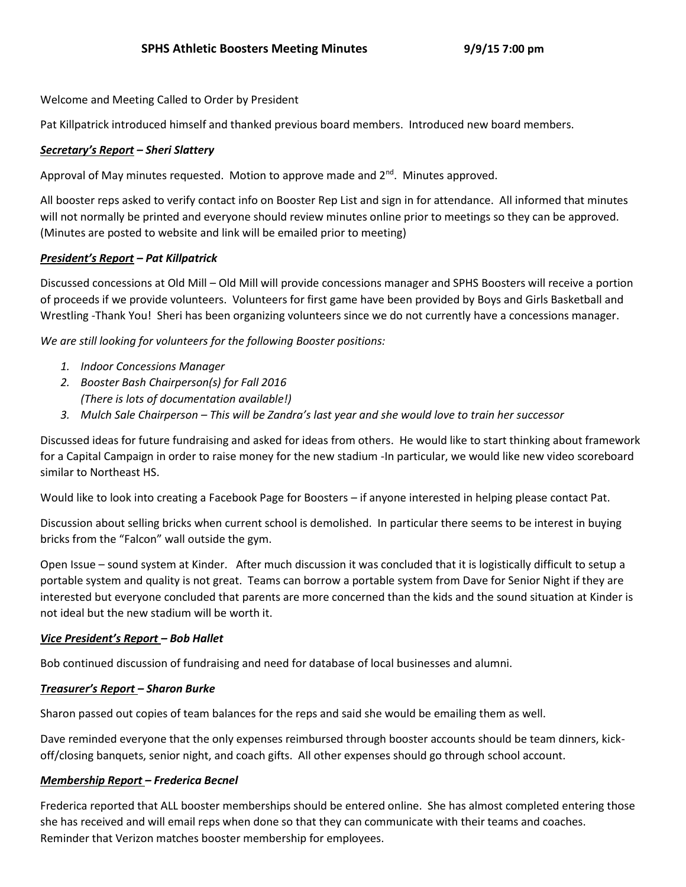# SPHS Athletic Boosters Meeting Minutes 9/9/15 7:00 pm

Welcome and Meeting Called to Order by President

Pat Killpatrick introduced himself and thanked previous board members. Introduced new board members.

***Secretary's Report** – Sheri Slattery*

Approval of May minutes requested. Motion to approve made and 2nd. Minutes approved.

All booster reps asked to verify contact info on Booster Rep List and sign in for attendance. All informed that minutes will not normally be printed and everyone should review minutes online prior to meetings so they can be approved. (Minutes are posted to website and link will be emailed prior to meeting)

***President's Report** – Pat Killpatrick*

Discussed concessions at Old Mill – Old Mill will provide concessions manager and SPHS Boosters will receive a portion of proceeds if we provide volunteers. Volunteers for first game have been provided by Boys and Girls Basketball and Wrestling -Thank You! Sheri has been organizing volunteers since we do not currently have a concessions manager.

*We are still looking for volunteers for the following Booster positions:*

1. *Indoor Concessions Manager*
2. *Booster Bash Chairperson(s) for Fall 2016*
   *(There is lots of documentation available!)*
3. *Mulch Sale Chairperson – This will be Zandra's last year and she would love to train her successor*

Discussed ideas for future fundraising and asked for ideas from others. He would like to start thinking about framework for a Capital Campaign in order to raise money for the new stadium -In particular, we would like new video scoreboard similar to Northeast HS.

Would like to look into creating a Facebook Page for Boosters – if anyone interested in helping please contact Pat.

Discussion about selling bricks when current school is demolished. In particular there seems to be interest in buying bricks from the "Falcon" wall outside the gym.

Open Issue – sound system at Kinder. After much discussion it was concluded that it is logistically difficult to setup a portable system and quality is not great. Teams can borrow a portable system from Dave for Senior Night if they are interested but everyone concluded that parents are more concerned than the kids and the sound situation at Kinder is not ideal but the new stadium will be worth it.

***Vice President's Report** – Bob Hallet*

Bob continued discussion of fundraising and need for database of local businesses and alumni.

***Treasurer's Report** – Sharon Burke*

Sharon passed out copies of team balances for the reps and said she would be emailing them as well.

Dave reminded everyone that the only expenses reimbursed through booster accounts should be team dinners, kick-off/closing banquets, senior night, and coach gifts. All other expenses should go through school account.

***Membership Report** – Frederica Becnel*

Frederica reported that ALL booster memberships should be entered online. She has almost completed entering those she has received and will email reps when done so that they can communicate with their teams and coaches. Reminder that Verizon matches booster membership for employees.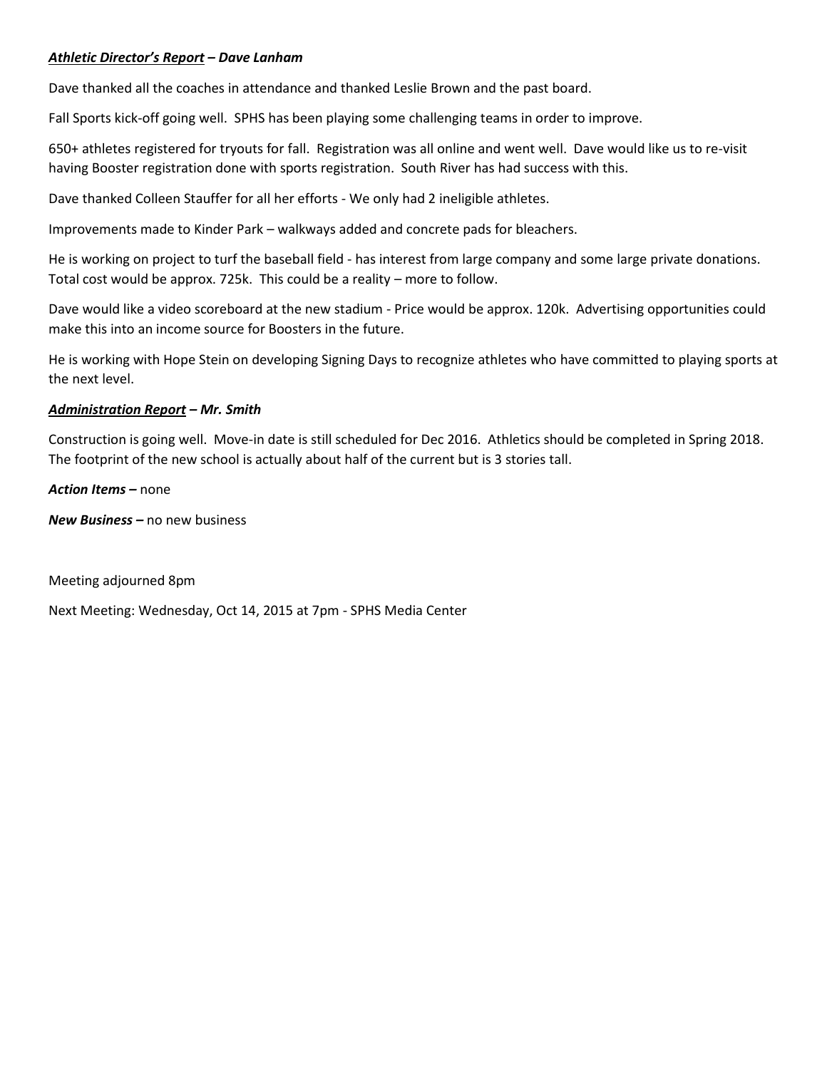***<u>Athletic Director's Report</u> – Dave Lanham***

Dave thanked all the coaches in attendance and thanked Leslie Brown and the past board.

Fall Sports kick-off going well. SPHS has been playing some challenging teams in order to improve.

650+ athletes registered for tryouts for fall. Registration was all online and went well. Dave would like us to re-visit having Booster registration done with sports registration. South River has had success with this.

Dave thanked Colleen Stauffer for all her efforts - We only had 2 ineligible athletes.

Improvements made to Kinder Park – walkways added and concrete pads for bleachers.

He is working on project to turf the baseball field - has interest from large company and some large private donations. Total cost would be approx. 725k. This could be a reality – more to follow.

Dave would like a video scoreboard at the new stadium - Price would be approx. 120k. Advertising opportunities could make this into an income source for Boosters in the future.

He is working with Hope Stein on developing Signing Days to recognize athletes who have committed to playing sports at the next level.

***<u>Administration Report</u> – Mr. Smith***

Construction is going well. Move-in date is still scheduled for Dec 2016. Athletics should be completed in Spring 2018. The footprint of the new school is actually about half of the current but is 3 stories tall.

***Action Items –*** none

***New Business –*** no new business

Meeting adjourned 8pm

Next Meeting: Wednesday, Oct 14, 2015 at 7pm - SPHS Media Center